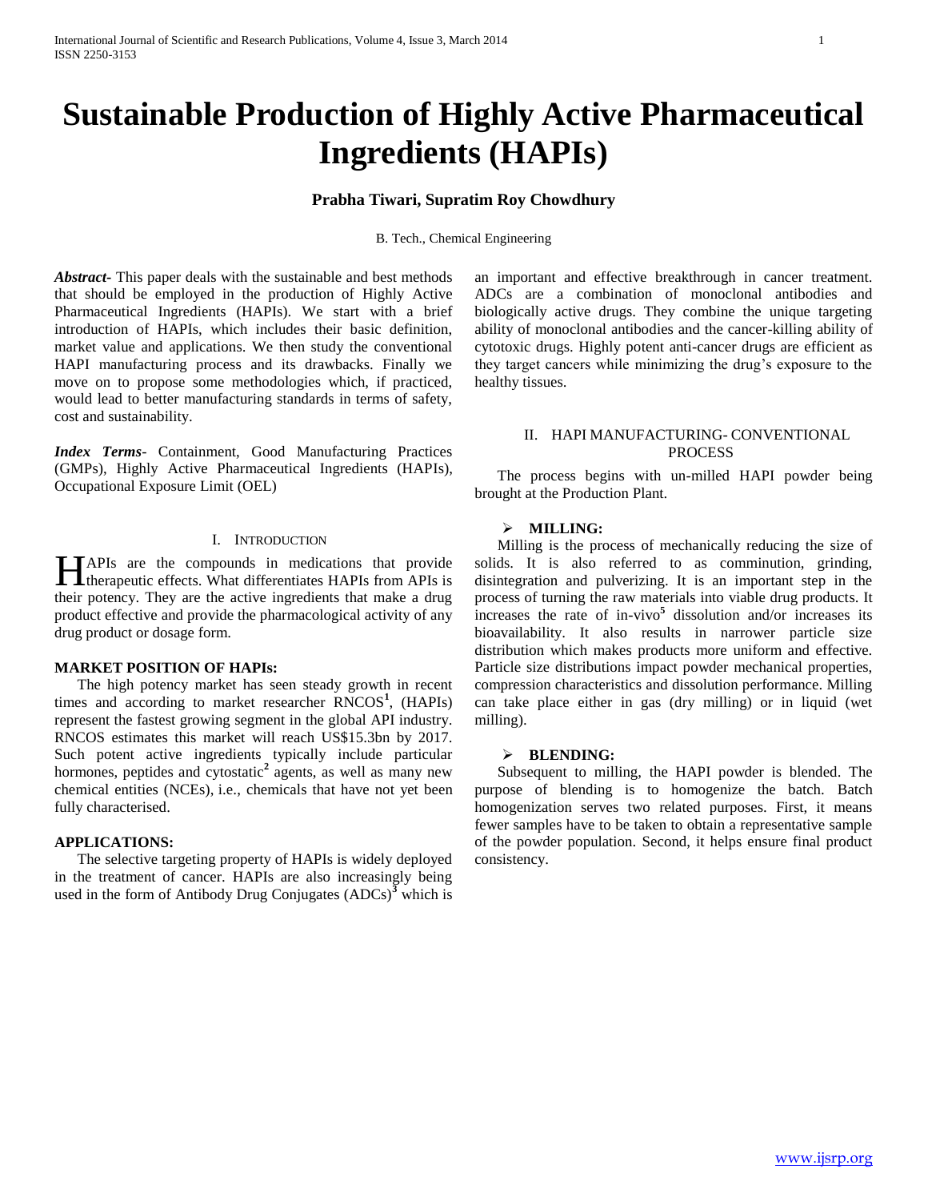# Sustainable Production of Highly Active Pharmaceutical Ingredients (HAPIs)

**Prabha Tiwari, Supratim Roy Chowdhury**

B. Tech., Chemical Engineering

***Abstract-*** This paper deals with the sustainable and best methods that should be employed in the production of Highly Active Pharmaceutical Ingredients (HAPIs). We start with a brief introduction of HAPIs, which includes their basic definition, market value and applications. We then study the conventional HAPI manufacturing process and its drawbacks. Finally we move on to propose some methodologies which, if practiced, would lead to better manufacturing standards in terms of safety, cost and sustainability.

***Index Terms-*** Containment, Good Manufacturing Practices (GMPs), Highly Active Pharmaceutical Ingredients (HAPIs), Occupational Exposure Limit (OEL)

## I. Introduction

HAPIs are the compounds in medications that provide therapeutic effects. What differentiates HAPIs from APIs is their potency. They are the active ingredients that make a drug product effective and provide the pharmacological activity of any drug product or dosage form.

### MARKET POSITION OF HAPIs:

The high potency market has seen steady growth in recent times and according to market researcher RNCOS[1], (HAPIs) represent the fastest growing segment in the global API industry. RNCOS estimates this market will reach US$15.3bn by 2017. Such potent active ingredients typically include particular hormones, peptides and cytostatic[2] agents, as well as many new chemical entities (NCEs), i.e., chemicals that have not yet been fully characterised.

### APPLICATIONS:

The selective targeting property of HAPIs is widely deployed in the treatment of cancer. HAPIs are also increasingly being used in the form of Antibody Drug Conjugates (ADCs)[3] which is an important and effective breakthrough in cancer treatment. ADCs are a combination of monoclonal antibodies and biologically active drugs. They combine the unique targeting ability of monoclonal antibodies and the cancer-killing ability of cytotoxic drugs. Highly potent anti-cancer drugs are efficient as they target cancers while minimizing the drug's exposure to the healthy tissues.

## II. HAPI MANUFACTURING- CONVENTIONAL PROCESS

The process begins with un-milled HAPI powder being brought at the Production Plant.

- **MILLING:**

Milling is the process of mechanically reducing the size of solids. It is also referred to as comminution, grinding, disintegration and pulverizing. It is an important step in the process of turning the raw materials into viable drug products. It increases the rate of in-vivo[5] dissolution and/or increases its bioavailability. It also results in narrower particle size distribution which makes products more uniform and effective. Particle size distributions impact powder mechanical properties, compression characteristics and dissolution performance. Milling can take place either in gas (dry milling) or in liquid (wet milling).

- **BLENDING:**

Subsequent to milling, the HAPI powder is blended. The purpose of blending is to homogenize the batch. Batch homogenization serves two related purposes. First, it means fewer samples have to be taken to obtain a representative sample of the powder population. Second, it helps ensure final product consistency.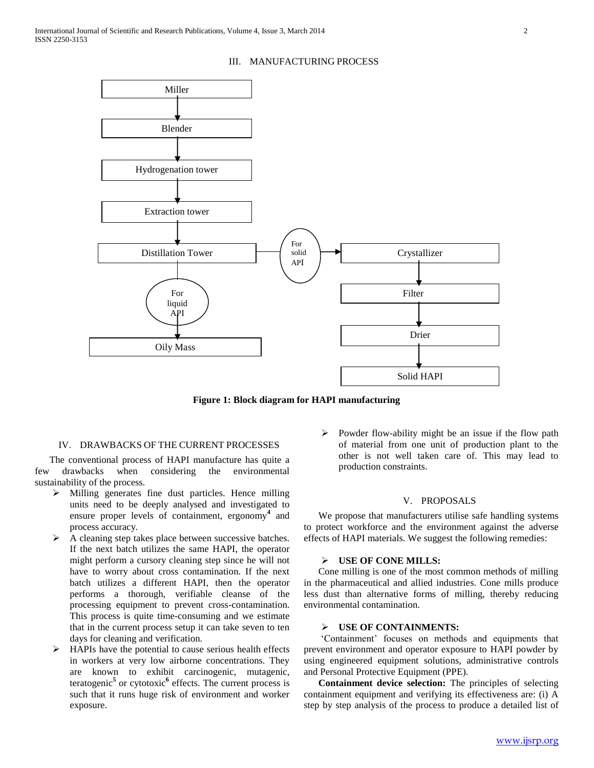## III. MANUFACTURING PROCESS

Figure 1: Block diagram for HAPI manufacturing

## IV. DRAWBACKS OF THE CURRENT PROCESSES

The conventional process of HAPI manufacture has quite a few drawbacks when considering the environmental sustainability of the process.

- Milling generates fine dust particles. Hence milling units need to be deeply analysed and investigated to ensure proper levels of containment, ergonomy[4] and process accuracy.
- A cleaning step takes place between successive batches. If the next batch utilizes the same HAPI, the operator might perform a cursory cleaning step since he will not have to worry about cross contamination. If the next batch utilizes a different HAPI, then the operator performs a thorough, verifiable cleanse of the processing equipment to prevent cross-contamination. This process is quite time-consuming and we estimate that in the current process setup it can take seven to ten days for cleaning and verification.
- HAPIs have the potential to cause serious health effects in workers at very low airborne concentrations. They are known to exhibit carcinogenic, mutagenic, teratogenic[5] or cytotoxic[6] effects. The current process is such that it runs huge risk of environment and worker exposure.
- Powder flow-ability might be an issue if the flow path of material from one unit of production plant to the other is not well taken care of. This may lead to production constraints.

## V. PROPOSALS

We propose that manufacturers utilise safe handling systems to protect workforce and the environment against the adverse effects of HAPI materials. We suggest the following remedies:

### USE OF CONE MILLS:

Cone milling is one of the most common methods of milling in the pharmaceutical and allied industries. Cone mills produce less dust than alternative forms of milling, thereby reducing environmental contamination.

### USE OF CONTAINMENTS:

'Containment' focuses on methods and equipments that prevent environment and operator exposure to HAPI powder by using engineered equipment solutions, administrative controls and Personal Protective Equipment (PPE).

**Containment device selection:** The principles of selecting containment equipment and verifying its effectiveness are: (i) A step by step analysis of the process to produce a detailed list of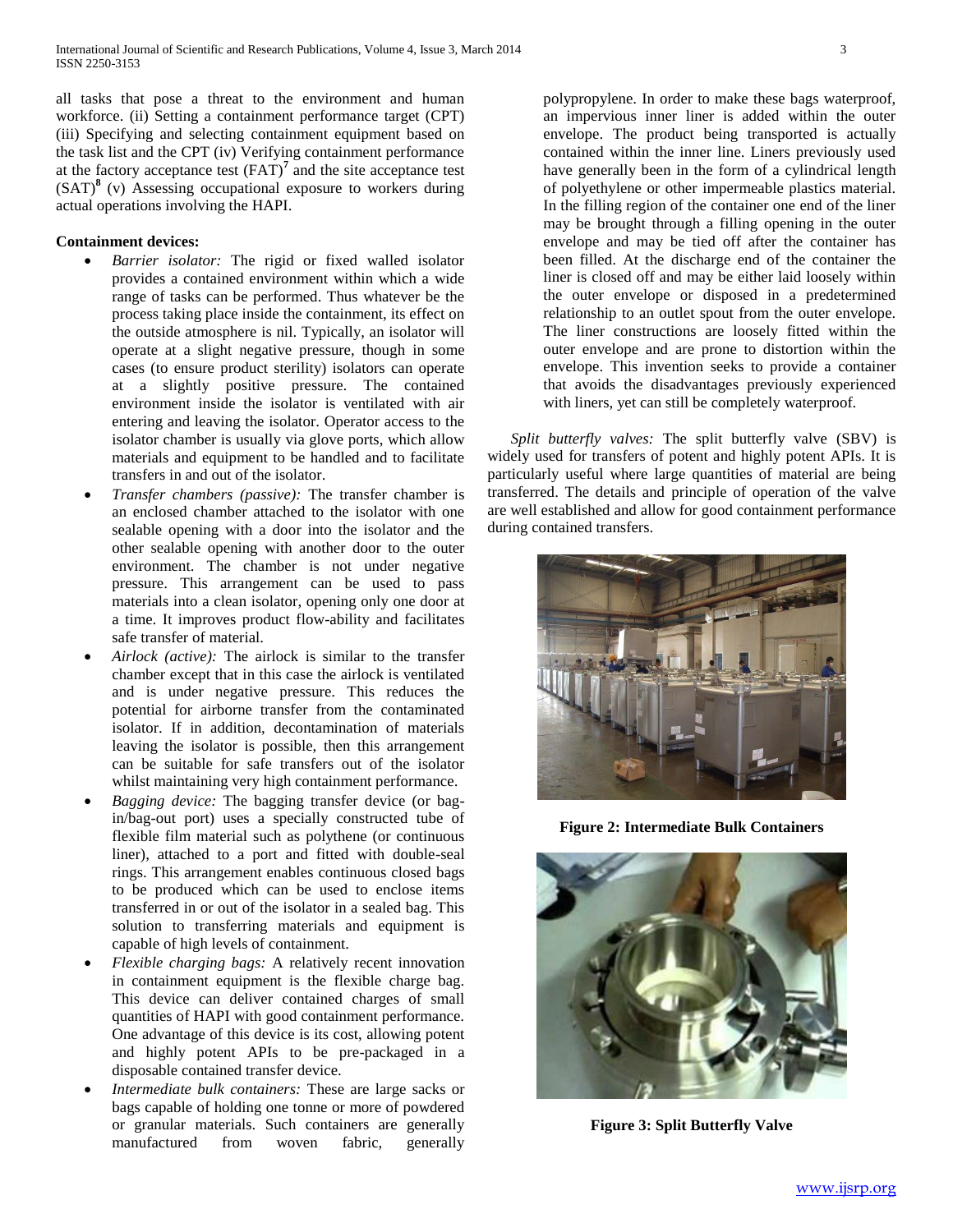all tasks that pose a threat to the environment and human workforce. (ii) Setting a containment performance target (CPT) (iii) Specifying and selecting containment equipment based on the task list and the CPT (iv) Verifying containment performance at the factory acceptance test (FAT)[7] and the site acceptance test (SAT)[8] (v) Assessing occupational exposure to workers during actual operations involving the HAPI.

**Containment devices:**

- *Barrier isolator:* The rigid or fixed walled isolator provides a contained environment within which a wide range of tasks can be performed. Thus whatever be the process taking place inside the containment, its effect on the outside atmosphere is nil. Typically, an isolator will operate at a slight negative pressure, though in some cases (to ensure product sterility) isolators can operate at a slightly positive pressure. The contained environment inside the isolator is ventilated with air entering and leaving the isolator. Operator access to the isolator chamber is usually via glove ports, which allow materials and equipment to be handled and to facilitate transfers in and out of the isolator.
- *Transfer chambers (passive):* The transfer chamber is an enclosed chamber attached to the isolator with one sealable opening with a door into the isolator and the other sealable opening with another door to the outer environment. The chamber is not under negative pressure. This arrangement can be used to pass materials into a clean isolator, opening only one door at a time. It improves product flow-ability and facilitates safe transfer of material.
- *Airlock (active):* The airlock is similar to the transfer chamber except that in this case the airlock is ventilated and is under negative pressure. This reduces the potential for airborne transfer from the contaminated isolator. If in addition, decontamination of materials leaving the isolator is possible, then this arrangement can be suitable for safe transfers out of the isolator whilst maintaining very high containment performance.
- *Bagging device:* The bagging transfer device (or bag-in/bag-out port) uses a specially constructed tube of flexible film material such as polythene (or continuous liner), attached to a port and fitted with double-seal rings. This arrangement enables continuous closed bags to be produced which can be used to enclose items transferred in or out of the isolator in a sealed bag. This solution to transferring materials and equipment is capable of high levels of containment.
- *Flexible charging bags:* A relatively recent innovation in containment equipment is the flexible charge bag. This device can deliver contained charges of small quantities of HAPI with good containment performance. One advantage of this device is its cost, allowing potent and highly potent APIs to be pre-packaged in a disposable contained transfer device.
- *Intermediate bulk containers:* These are large sacks or bags capable of holding one tonne or more of powdered or granular materials. Such containers are generally manufactured from woven fabric, generally polypropylene. In order to make these bags waterproof, an impervious inner liner is added within the outer envelope. The product being transported is actually contained within the inner line. Liners previously used have generally been in the form of a cylindrical length of polyethylene or other impermeable plastics material. In the filling region of the container one end of the liner may be brought through a filling opening in the outer envelope and may be tied off after the container has been filled. At the discharge end of the container the liner is closed off and may be either laid loosely within the outer envelope or disposed in a predetermined relationship to an outlet spout from the outer envelope. The liner constructions are loosely fitted within the outer envelope and are prone to distortion within the envelope. This invention seeks to provide a container that avoids the disadvantages previously experienced with liners, yet can still be completely waterproof.

*Split butterfly valves:* The split butterfly valve (SBV) is widely used for transfers of potent and highly potent APIs. It is particularly useful where large quantities of material are being transferred. The details and principle of operation of the valve are well established and allow for good containment performance during contained transfers.

**Figure 2: Intermediate Bulk Containers**

**Figure 3: Split Butterfly Valve**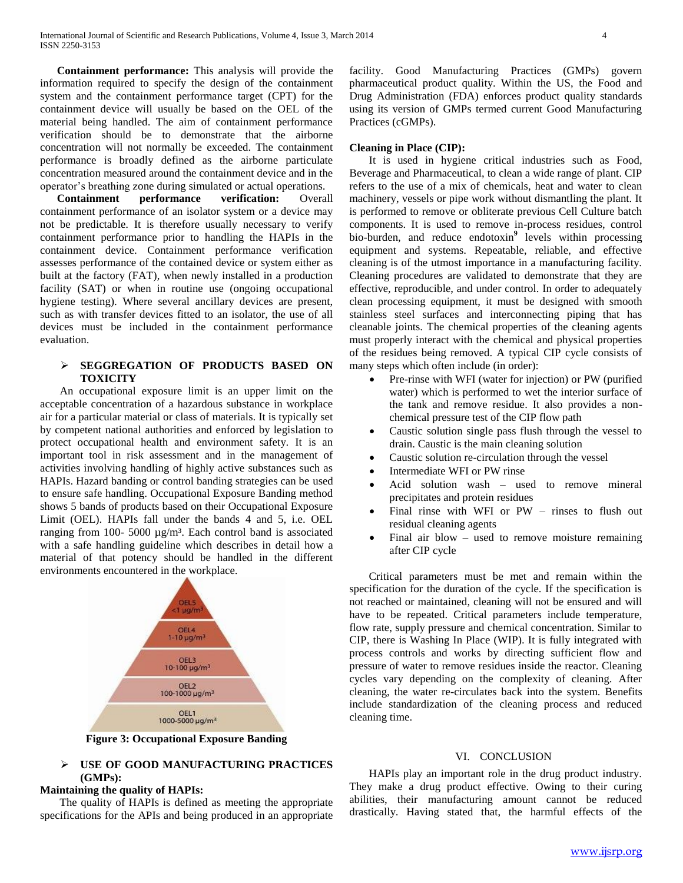**Containment performance:** This analysis will provide the information required to specify the design of the containment system and the containment performance target (CPT) for the containment device will usually be based on the OEL of the material being handled. The aim of containment performance verification should be to demonstrate that the airborne concentration will not normally be exceeded. The containment performance is broadly defined as the airborne particulate concentration measured around the containment device and in the operator's breathing zone during simulated or actual operations.

**Containment performance verification:** Overall containment performance of an isolator system or a device may not be predictable. It is therefore usually necessary to verify containment performance prior to handling the HAPIs in the containment device. Containment performance verification assesses performance of the contained device or system either as built at the factory (FAT), when newly installed in a production facility (SAT) or when in routine use (ongoing occupational hygiene testing). Where several ancillary devices are present, such as with transfer devices fitted to an isolator, the use of all devices must be included in the containment performance evaluation.

- **SEGGREGATION OF PRODUCTS BASED ON TOXICITY**

An occupational exposure limit is an upper limit on the acceptable concentration of a hazardous substance in workplace air for a particular material or class of materials. It is typically set by competent national authorities and enforced by legislation to protect occupational health and environment safety. It is an important tool in risk assessment and in the management of activities involving handling of highly active substances such as HAPIs. Hazard banding or control banding strategies can be used to ensure safe handling. Occupational Exposure Banding method shows 5 bands of products based on their Occupational Exposure Limit (OEL). HAPIs fall under the bands 4 and 5, i.e. OEL ranging from 100- 5000 µg/m³. Each control band is associated with a safe handling guideline which describes in detail how a material of that potency should be handled in the different environments encountered in the workplace.

OEL5 <1 µg/m³
OEL4 1-10 µg/m³
OEL3 10-100 µg/m³
OEL2 100-1000 µg/m³
OEL1 1000-5000 µg/m³

**Figure 3: Occupational Exposure Banding**

- **USE OF GOOD MANUFACTURING PRACTICES (GMPs):**

**Maintaining the quality of HAPIs:**

The quality of HAPIs is defined as meeting the appropriate specifications for the APIs and being produced in an appropriate facility. Good Manufacturing Practices (GMPs) govern pharmaceutical product quality. Within the US, the Food and Drug Administration (FDA) enforces product quality standards using its version of GMPs termed current Good Manufacturing Practices (cGMPs).

**Cleaning in Place (CIP):**

It is used in hygiene critical industries such as Food, Beverage and Pharmaceutical, to clean a wide range of plant. CIP refers to the use of a mix of chemicals, heat and water to clean machinery, vessels or pipe work without dismantling the plant. It is performed to remove or obliterate previous Cell Culture batch components. It is used to remove in-process residues, control bio-burden, and reduce endotoxin[9] levels within processing equipment and systems. Repeatable, reliable, and effective cleaning is of the utmost importance in a manufacturing facility. Cleaning procedures are validated to demonstrate that they are effective, reproducible, and under control. In order to adequately clean processing equipment, it must be designed with smooth stainless steel surfaces and interconnecting piping that has cleanable joints. The chemical properties of the cleaning agents must properly interact with the chemical and physical properties of the residues being removed. A typical CIP cycle consists of many steps which often include (in order):

- Pre-rinse with WFI (water for injection) or PW (purified water) which is performed to wet the interior surface of the tank and remove residue. It also provides a non-chemical pressure test of the CIP flow path
- Caustic solution single pass flush through the vessel to drain. Caustic is the main cleaning solution
- Caustic solution re-circulation through the vessel
- Intermediate WFI or PW rinse
- Acid solution wash – used to remove mineral precipitates and protein residues
- Final rinse with WFI or PW – rinses to flush out residual cleaning agents
- Final air blow – used to remove moisture remaining after CIP cycle

Critical parameters must be met and remain within the specification for the duration of the cycle. If the specification is not reached or maintained, cleaning will not be ensured and will have to be repeated. Critical parameters include temperature, flow rate, supply pressure and chemical concentration. Similar to CIP, there is Washing In Place (WIP). It is fully integrated with process controls and works by directing sufficient flow and pressure of water to remove residues inside the reactor. Cleaning cycles vary depending on the complexity of cleaning. After cleaning, the water re-circulates back into the system. Benefits include standardization of the cleaning process and reduced cleaning time.

## VI. CONCLUSION

HAPIs play an important role in the drug product industry. They make a drug product effective. Owing to their curing abilities, their manufacturing amount cannot be reduced drastically. Having stated that, the harmful effects of the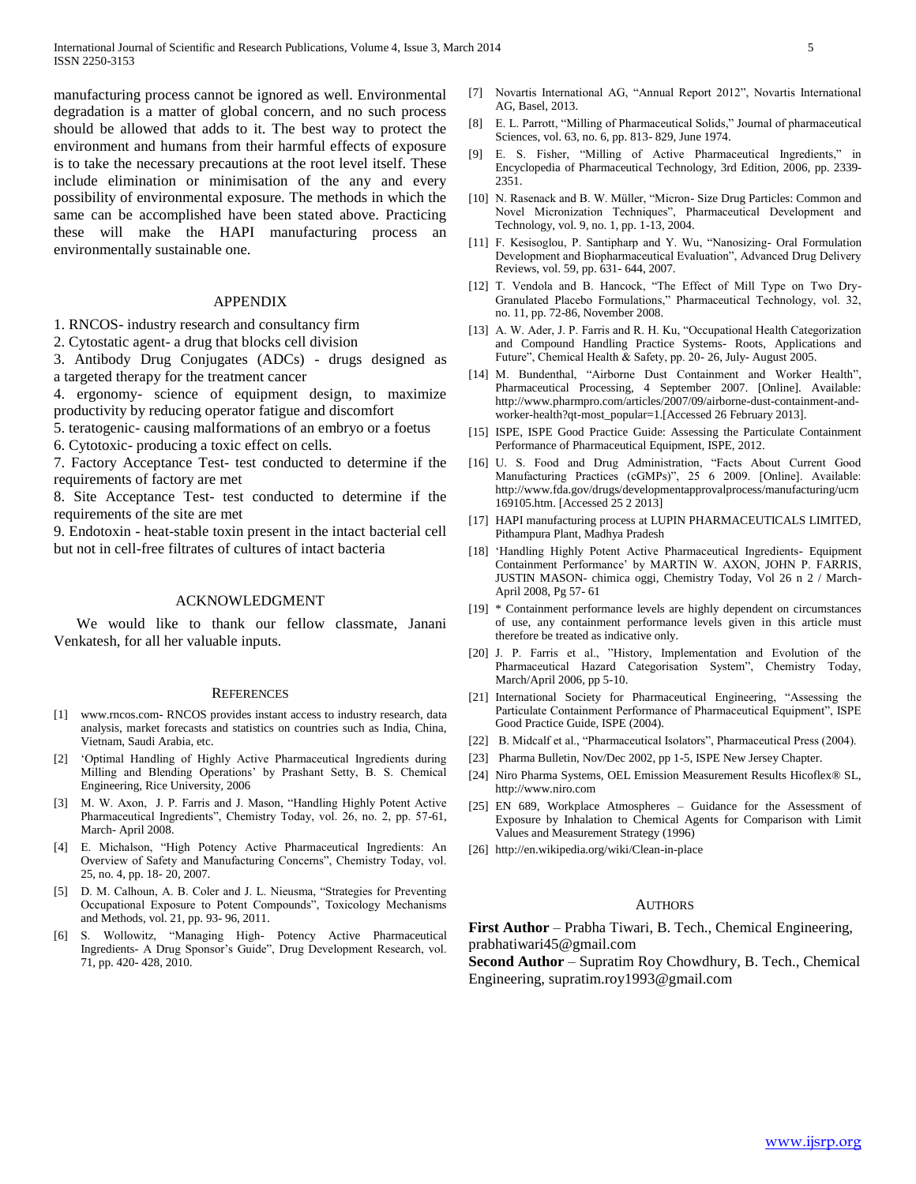manufacturing process cannot be ignored as well. Environmental degradation is a matter of global concern, and no such process should be allowed that adds to it. The best way to protect the environment and humans from their harmful effects of exposure is to take the necessary precautions at the root level itself. These include elimination or minimisation of the any and every possibility of environmental exposure. The methods in which the same can be accomplished have been stated above. Practicing these will make the HAPI manufacturing process an environmentally sustainable one.

## APPENDIX

1. RNCOS- industry research and consultancy firm
2. Cytostatic agent- a drug that blocks cell division
3. Antibody Drug Conjugates (ADCs) - drugs designed as a targeted therapy for the treatment cancer
4. ergonomy- science of equipment design, to maximize productivity by reducing operator fatigue and discomfort
5. teratogenic- causing malformations of an embryo or a foetus
6. Cytotoxic- producing a toxic effect on cells.
7. Factory Acceptance Test- test conducted to determine if the requirements of factory are met
8. Site Acceptance Test- test conducted to determine if the requirements of the site are met
9. Endotoxin - heat-stable toxin present in the intact bacterial cell but not in cell-free filtrates of cultures of intact bacteria

## ACKNOWLEDGMENT

We would like to thank our fellow classmate, Janani Venkatesh, for all her valuable inputs.

## REFERENCES

[1] www.rncos.com- RNCOS provides instant access to industry research, data analysis, market forecasts and statistics on countries such as India, China, Vietnam, Saudi Arabia, etc.

[2] 'Optimal Handling of Highly Active Pharmaceutical Ingredients during Milling and Blending Operations' by Prashant Setty, B. S. Chemical Engineering, Rice University, 2006

[3] M. W. Axon, J. P. Farris and J. Mason, "Handling Highly Potent Active Pharmaceutical Ingredients", Chemistry Today, vol. 26, no. 2, pp. 57-61, March- April 2008.

[4] E. Michalson, "High Potency Active Pharmaceutical Ingredients: An Overview of Safety and Manufacturing Concerns", Chemistry Today, vol. 25, no. 4, pp. 18- 20, 2007.

[5] D. M. Calhoun, A. B. Coler and J. L. Nieusma, "Strategies for Preventing Occupational Exposure to Potent Compounds", Toxicology Mechanisms and Methods, vol. 21, pp. 93- 96, 2011.

[6] S. Wollowitz, "Managing High- Potency Active Pharmaceutical Ingredients- A Drug Sponsor's Guide", Drug Development Research, vol. 71, pp. 420- 428, 2010.

[7] Novartis International AG, "Annual Report 2012", Novartis International AG, Basel, 2013.

[8] E. L. Parrott, "Milling of Pharmaceutical Solids," Journal of pharmaceutical Sciences, vol. 63, no. 6, pp. 813- 829, June 1974.

[9] E. S. Fisher, "Milling of Active Pharmaceutical Ingredients," in Encyclopedia of Pharmaceutical Technology, 3rd Edition, 2006, pp. 2339- 2351.

[10] N. Rasenack and B. W. Müller, "Micron- Size Drug Particles: Common and Novel Micronization Techniques", Pharmaceutical Development and Technology, vol. 9, no. 1, pp. 1-13, 2004.

[11] F. Kesisoglou, P. Santipharp and Y. Wu, "Nanosizing- Oral Formulation Development and Biopharmaceutical Evaluation", Advanced Drug Delivery Reviews, vol. 59, pp. 631- 644, 2007.

[12] T. Vendola and B. Hancock, "The Effect of Mill Type on Two Dry-Granulated Placebo Formulations," Pharmaceutical Technology, vol. 32, no. 11, pp. 72-86, November 2008.

[13] A. W. Ader, J. P. Farris and R. H. Ku, "Occupational Health Categorization and Compound Handling Practice Systems- Roots, Applications and Future", Chemical Health & Safety, pp. 20- 26, July- August 2005.

[14] M. Bundenthal, "Airborne Dust Containment and Worker Health", Pharmaceutical Processing, 4 September 2007. [Online]. Available: http://www.pharmpro.com/articles/2007/09/airborne-dust-containment-and-worker-health?qt-most_popular=1.[Accessed 26 February 2013].

[15] ISPE, ISPE Good Practice Guide: Assessing the Particulate Containment Performance of Pharmaceutical Equipment, ISPE, 2012.

[16] U. S. Food and Drug Administration, "Facts About Current Good Manufacturing Practices (cGMPs)", 25 6 2009. [Online]. Available: http://www.fda.gov/drugs/developmentapprovalprocess/manufacturing/ucm169105.htm. [Accessed 25 2 2013]

[17] HAPI manufacturing process at LUPIN PHARMACEUTICALS LIMITED, Pithampura Plant, Madhya Pradesh

[18] 'Handling Highly Potent Active Pharmaceutical Ingredients- Equipment Containment Performance' by MARTIN W. AXON, JOHN P. FARRIS, JUSTIN MASON- chimica oggi, Chemistry Today, Vol 26 n 2 / March-April 2008, Pg 57- 61

[19] * Containment performance levels are highly dependent on circumstances of use, any containment performance levels given in this article must therefore be treated as indicative only.

[20] J. P. Farris et al., "History, Implementation and Evolution of the Pharmaceutical Hazard Categorisation System", Chemistry Today, March/April 2006, pp 5-10.

[21] International Society for Pharmaceutical Engineering, "Assessing the Particulate Containment Performance of Pharmaceutical Equipment", ISPE Good Practice Guide, ISPE (2004).

[22] B. Midcalf et al., "Pharmaceutical Isolators", Pharmaceutical Press (2004).

[23] Pharma Bulletin, Nov/Dec 2002, pp 1-5, ISPE New Jersey Chapter.

[24] Niro Pharma Systems, OEL Emission Measurement Results Hicoflex® SL, http://www.niro.com

[25] EN 689, Workplace Atmospheres – Guidance for the Assessment of Exposure by Inhalation to Chemical Agents for Comparison with Limit Values and Measurement Strategy (1996)

[26] http://en.wikipedia.org/wiki/Clean-in-place

## AUTHORS

**First Author** – Prabha Tiwari, B. Tech., Chemical Engineering, prabhatiwari45@gmail.com

**Second Author** – Supratim Roy Chowdhury, B. Tech., Chemical Engineering, supratim.roy1993@gmail.com